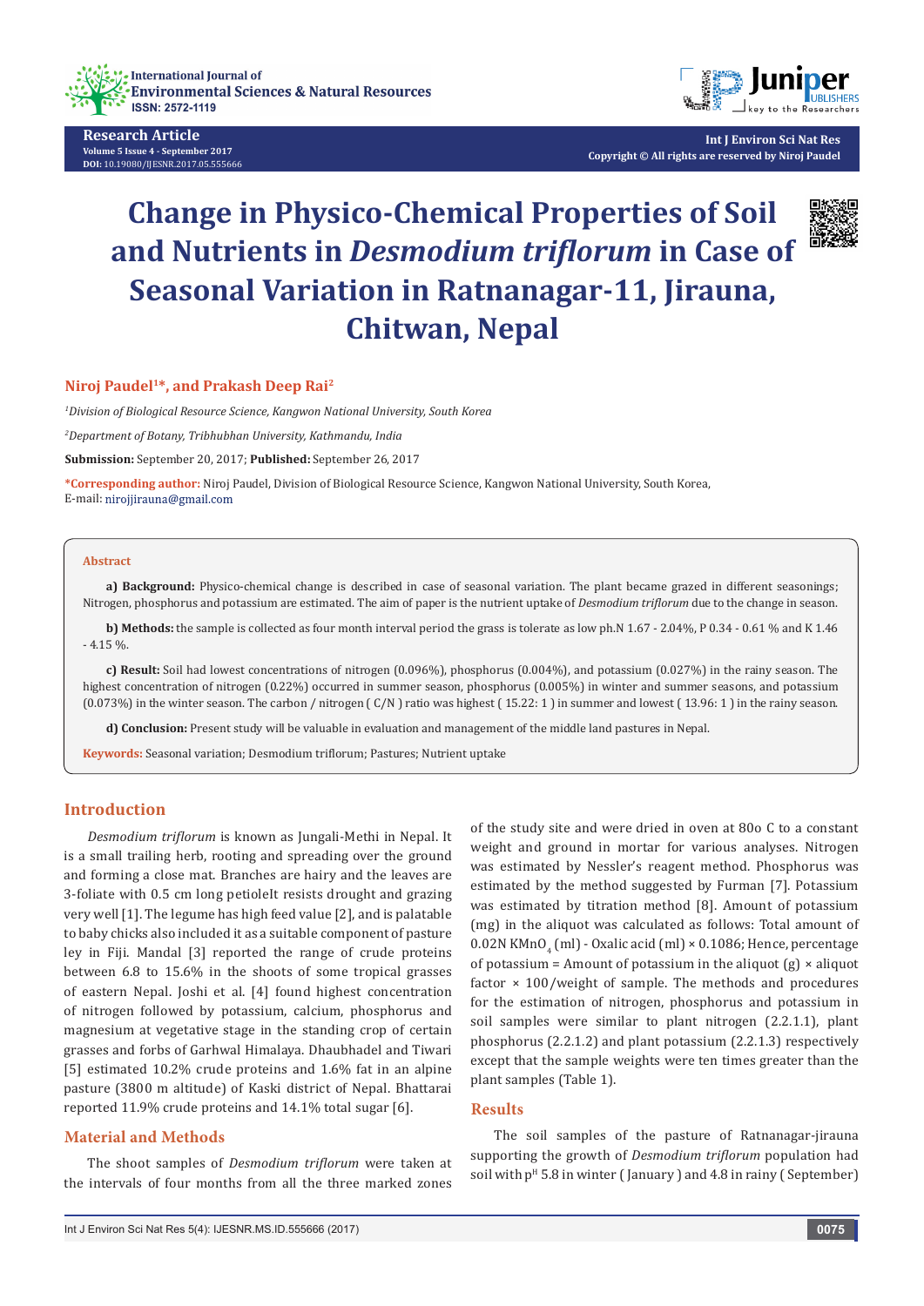Research Article

# Change in Physico-Chemical Properties of Soil and Nutrients in *Desmodium triflorum* in Case of Seasonal Variation in Ratnanagar-11, Jirauna, Chitwan, Nepal

**Niroj Paudel[1]*, and Prakash Deep Rai[2]**

[1]*Division of Biological Resource Science, Kangwon National University, South Korea*

[2]*Department of Botany, Tribhubhan University, Kathmandu, India*

**Submission:** September 20, 2017; **Published:** September 26, 2017

***Corresponding author:** Niroj Paudel, Division of Biological Resource Science, Kangwon National University, South Korea, E-mail: nirojjirauna@gmail.com

## Abstract

**a) Background:** Physico-chemical change is described in case of seasonal variation. The plant became grazed in different seasonings; Nitrogen, phosphorus and potassium are estimated. The aim of paper is the nutrient uptake of *Desmodium triflorum* due to the change in season.

**b) Methods:** the sample is collected as four month interval period the grass is tolerate as low ph.N 1.67 - 2.04%, P 0.34 - 0.61 % and K 1.46 - 4.15 %.

**c) Result:** Soil had lowest concentrations of nitrogen (0.096%), phosphorus (0.004%), and potassium (0.027%) in the rainy season. The highest concentration of nitrogen (0.22%) occurred in summer season, phosphorus (0.005%) in winter and summer seasons, and potassium (0.073%) in the winter season. The carbon / nitrogen ( C/N ) ratio was highest ( 15.22: 1 ) in summer and lowest ( 13.96: 1 ) in the rainy season.

**d) Conclusion:** Present study will be valuable in evaluation and management of the middle land pastures in Nepal.

**Keywords:** Seasonal variation; Desmodium triflorum; Pastures; Nutrient uptake

## Introduction

*Desmodium triflorum* is known as Jungali-Methi in Nepal. It is a small trailing herb, rooting and spreading over the ground and forming a close mat. Branches are hairy and the leaves are 3-foliate with 0.5 cm long petioleIt resists drought and grazing very well [1]. The legume has high feed value [2], and is palatable to baby chicks also included it as a suitable component of pasture ley in Fiji. Mandal [3] reported the range of crude proteins between 6.8 to 15.6% in the shoots of some tropical grasses of eastern Nepal. Joshi et al. [4] found highest concentration of nitrogen followed by potassium, calcium, phosphorus and magnesium at vegetative stage in the standing crop of certain grasses and forbs of Garhwal Himalaya. Dhaubhadel and Tiwari [5] estimated 10.2% crude proteins and 1.6% fat in an alpine pasture (3800 m altitude) of Kaski district of Nepal. Bhattarai reported 11.9% crude proteins and 14.1% total sugar [6].

## Material and Methods

The shoot samples of *Desmodium triflorum* were taken at the intervals of four months from all the three marked zones of the study site and were dried in oven at 80o C to a constant weight and ground in mortar for various analyses. Nitrogen was estimated by Nessler's reagent method. Phosphorus was estimated by the method suggested by Furman [7]. Potassium was estimated by titration method [8]. Amount of potassium (mg) in the aliquot was calculated as follows: Total amount of 0.02N $KMnO_4$ (ml) - Oxalic acid (ml) × 0.1086; Hence, percentage of potassium = Amount of potassium in the aliquot (g) × aliquot factor × 100/weight of sample. The methods and procedures for the estimation of nitrogen, phosphorus and potassium in soil samples were similar to plant nitrogen (2.2.1.1), plant phosphorus (2.2.1.2) and plant potassium (2.2.1.3) respectively except that the sample weights were ten times greater than the plant samples (Table 1).

## Results

The soil samples of the pasture of Ratnanagar-jirauna supporting the growth of *Desmodium triflorum* population had soil with $p^H$ 5.8 in winter ( January ) and 4.8 in rainy ( September)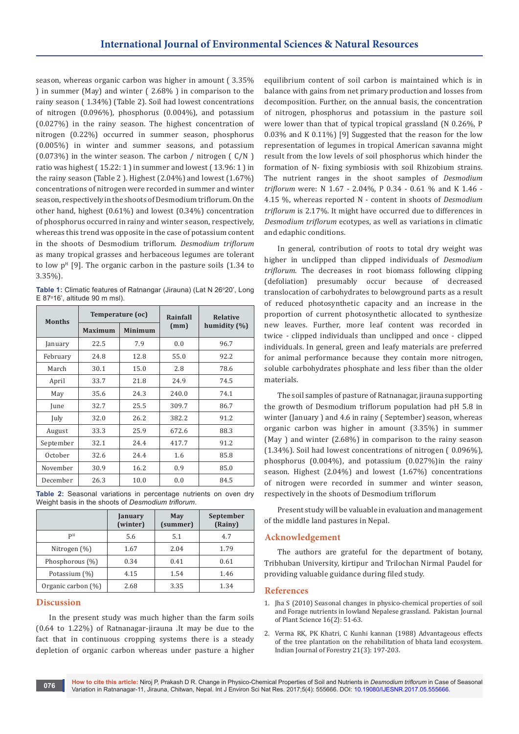season, whereas organic carbon was higher in amount ( 3.35% ) in summer (May) and winter ( 2.68% ) in comparison to the rainy season ( 1.34%) (Table 2). Soil had lowest concentrations of nitrogen (0.096%), phosphorus (0.004%), and potassium (0.027%) in the rainy season. The highest concentration of nitrogen (0.22%) occurred in summer season, phosphorus (0.005%) in winter and summer seasons, and potassium (0.073%) in the winter season. The carbon / nitrogen ( C/N ) ratio was highest ( 15.22: 1 ) in summer and lowest ( 13.96: 1 ) in the rainy season (Table 2 ). Highest (2.04%) and lowest (1.67%) concentrations of nitrogen were recorded in summer and winter season, respectively in the shoots of Desmodium triflorum. On the other hand, highest (0.61%) and lowest (0.34%) concentration of phosphorus occurred in rainy and winter season, respectively, whereas this trend was opposite in the case of potassium content in the shoots of Desmodium triflorum. *Desmodium triflorum* as many tropical grasses and herbaceous legumes are tolerant to low p$^{H}$ [9]. The organic carbon in the pasture soils (1.34 to 3.35%).

**Table 1:** Climatic features of Ratnangar (Jirauna) (Lat N 26°20', Long E 87°16', altitude 90 m msl).

| Months | Temperature (oc) | | Rainfall (mm) | Relative humidity (%) |
|---|---|---|---|---|
| | Maximum | Minimum | | |
| January | 22.5 | 7.9 | 0.0 | 96.7 |
| February | 24.8 | 12.8 | 55.0 | 92.2 |
| March | 30.1 | 15.0 | 2.8 | 78.6 |
| April | 33.7 | 21.8 | 24.9 | 74.5 |
| May | 35.6 | 24.3 | 240.0 | 74.1 |
| June | 32.7 | 25.5 | 309.7 | 86.7 |
| July | 32.0 | 26.2 | 382.2 | 91.2 |
| August | 33.3 | 25.9 | 672.6 | 88.3 |
| September | 32.1 | 24.4 | 417.7 | 91.2 |
| October | 32.6 | 24.4 | 1.6 | 85.8 |
| November | 30.9 | 16.2 | 0.9 | 85.0 |
| December | 26.3 | 10.0 | 0.0 | 84.5 |

**Table 2:** Seasonal variations in percentage nutrients on oven dry Weight basis in the shoots of *Desmodium triflorum.*

| | January (winter) | May (summer) | September (Rainy) |
|---|---|---|---|
| P$^{H}$ | 5.6 | 5.1 | 4.7 |
| Nitrogen (%) | 1.67 | 2.04 | 1.79 |
| Phosphorous (%) | 0.34 | 0.41 | 0.61 |
| Potassium (%) | 4.15 | 1.54 | 1.46 |
| Organic carbon (%) | 2.68 | 3.35 | 1.34 |

## Discussion

In the present study was much higher than the farm soils (0.64 to 1.22%) of Ratnanagar-jirauna .It may be due to the fact that in continuous cropping systems there is a steady depletion of organic carbon whereas under pasture a higher equilibrium content of soil carbon is maintained which is in balance with gains from net primary production and losses from decomposition. Further, on the annual basis, the concentration of nitrogen, phosphorus and potassium in the pasture soil were lower than that of typical tropical grassland (N 0.26%, P 0.03% and K 0.11%) [9] Suggested that the reason for the low representation of legumes in tropical American savanna might result from the low levels of soil phosphorus which hinder the formation of N- fixing symbiosis with soil Rhizobium strains. The nutrient ranges in the shoot samples of *Desmodium triflorum* were: N 1.67 - 2.04%, P 0.34 - 0.61 % and K 1.46 - 4.15 %, whereas reported N - content in shoots of *Desmodium triflorum* is 2.17%. It might have occurred due to differences in *Desmodium triflorum* ecotypes, as well as variations in climatic and edaphic conditions.

In general, contribution of roots to total dry weight was higher in unclipped than clipped individuals of *Desmodium triflorum*. The decreases in root biomass following clipping (defoliation) presumably occur because of decreased translocation of carbohydrates to belowground parts as a result of reduced photosynthetic capacity and an increase in the proportion of current photosynthetic allocated to synthesize new leaves. Further, more leaf content was recorded in twice - clipped individuals than unclipped and once - clipped individuals. In general, green and leafy materials are preferred for animal performance because they contain more nitrogen, soluble carbohydrates phosphate and less fiber than the older materials.

The soil samples of pasture of Ratnanagar, jirauna supporting the growth of Desmodium triflorum population had pH 5.8 in winter (January ) and 4.6 in rainy ( September) season, whereas organic carbon was higher in amount (3.35%) in summer (May ) and winter (2.68%) in comparison to the rainy season (1.34%). Soil had lowest concentrations of nitrogen ( 0.096%), phosphorus (0.004%), and potassium (0.027%)in the rainy season. Highest (2.04%) and lowest (1.67%) concentrations of nitrogen were recorded in summer and winter season, respectively in the shoots of Desmodium triflorum

Present study will be valuable in evaluation and management of the middle land pastures in Nepal.

## Acknowledgement

The authors are grateful for the department of botany, Tribhuban University, kirtipur and Trilochan Nirmal Paudel for providing valuable guidance during filed study.

## References

1. Jha S (2010) Seasonal changes in physico-chemical properties of soil and Forage nutrients in lowland Nepalese grassland. Pakistan Journal of Plant Science 16(2): 51-63.
2. Verma RK, PK Khatri, C Kunhi kannan (1988) Advantageous effects of the tree plantation on the rehabilitation of bhata land ecosystem. Indian Journal of Forestry 21(3): 197-203.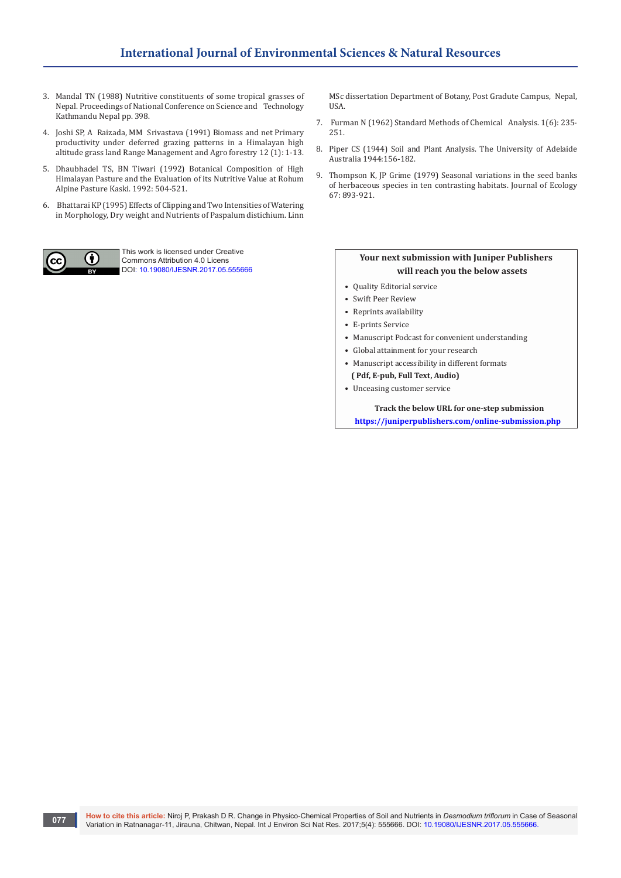3. Mandal TN (1988) Nutritive constituents of some tropical grasses of Nepal. Proceedings of National Conference on Science and Technology Kathmandu Nepal pp. 398.
4. Joshi SP, A Raizada, MM Srivastava (1991) Biomass and net Primary productivity under deferred grazing patterns in a Himalayan high altitude grass land Range Management and Agro forestry 12 (1): 1-13.
5. Dhaubhadel TS, BN Tiwari (1992) Botanical Composition of High Himalayan Pasture and the Evaluation of its Nutritive Value at Rohum Alpine Pasture Kaski. 1992: 504-521.
6. Bhattarai KP (1995) Effects of Clipping and Two Intensities of Watering in Morphology, Dry weight and Nutrients of Paspalum distichium. Linn MSc dissertation Department of Botany, Post Gradute Campus, Nepal, USA.
7. Furman N (1962) Standard Methods of Chemical Analysis. 1(6): 235-251.
8. Piper CS (1944) Soil and Plant Analysis. The University of Adelaide Australia 1944:156-182.
9. Thompson K, JP Grime (1979) Seasonal variations in the seed banks of herbaceous species in ten contrasting habitats. Journal of Ecology 67: 893-921.

This work is licensed under Creative Commons Attribution 4.0 Licens
DOI: 10.19080/IJESNR.2017.05.555666

**Your next submission with Juniper Publishers will reach you the below assets**

- Quality Editorial service
- Swift Peer Review
- Reprints availability
- E-prints Service
- Manuscript Podcast for convenient understanding
- Global attainment for your research
- Manuscript accessibility in different formats
  **( Pdf, E-pub, Full Text, Audio)**
- Unceasing customer service

**Track the below URL for one-step submission**
**https://juniperpublishers.com/online-submission.php**

**How to cite this article:** Niroj P, Prakash D R. Change in Physico-Chemical Properties of Soil and Nutrients in *Desmodium triflorum* in Case of Seasonal Variation in Ratnanagar-11, Jirauna, Chitwan, Nepal. Int J Environ Sci Nat Res. 2017;5(4): 555666. DOI: 10.19080/IJESNR.2017.05.555666.